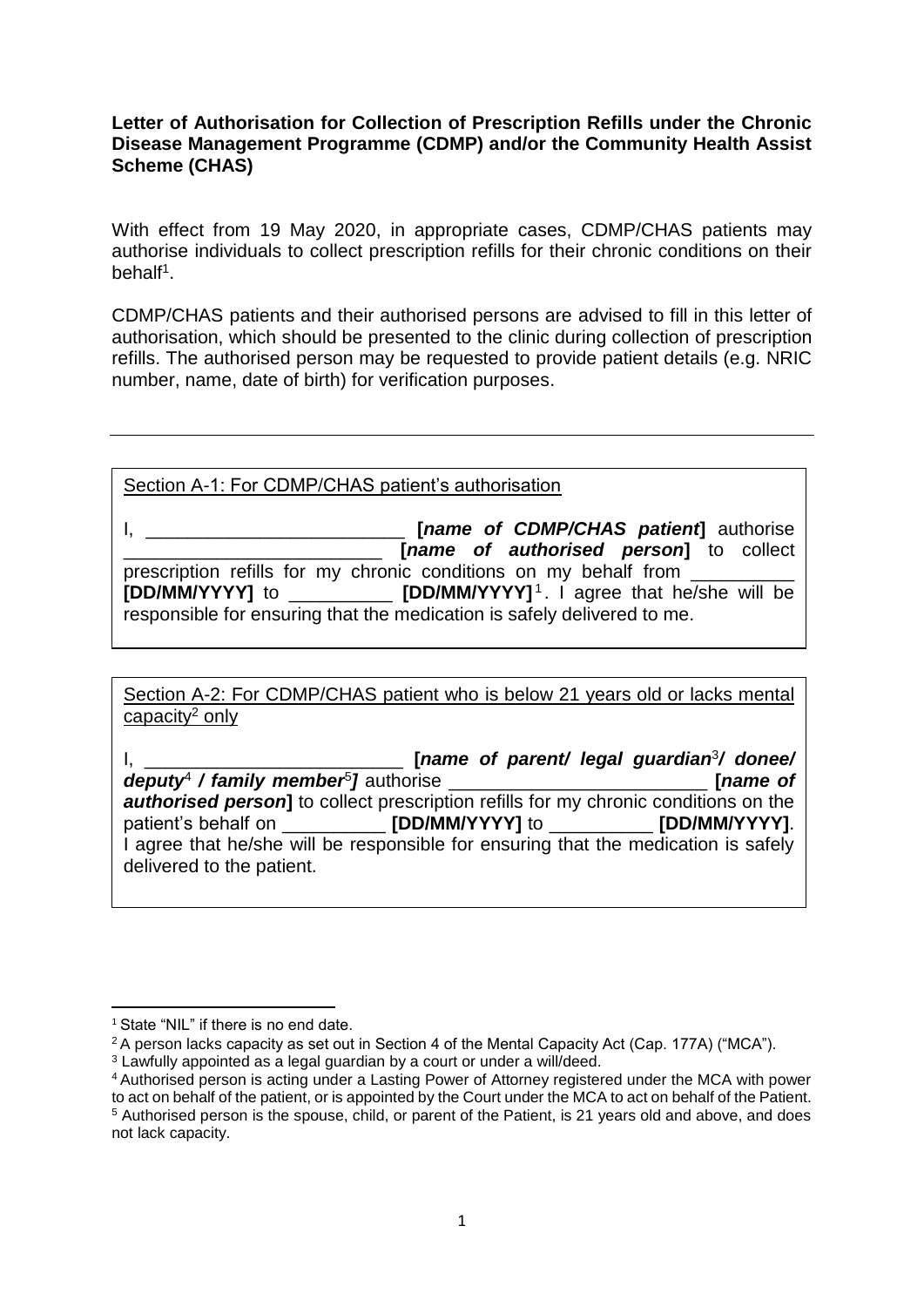**Letter of Authorisation for Collection of Prescription Refills under the Chronic Disease Management Programme (CDMP) and/or the Community Health Assist Scheme (CHAS)**

With effect from 19 May 2020, in appropriate cases, CDMP/CHAS patients may authorise individuals to collect prescription refills for their chronic conditions on their behalf[1].

CDMP/CHAS patients and their authorised persons are advised to fill in this letter of authorisation, which should be presented to the clinic during collection of prescription refills. The authorised person may be requested to provide patient details (e.g. NRIC number, name, date of birth) for verification purposes.

---

Section A-1: For CDMP/CHAS patient's authorisation

I, _________________________ **[*name of CDMP/CHAS patient*]** authorise _________________________ **[*name of authorised person*]** to collect prescription refills for my chronic conditions on my behalf from __________ **[DD/MM/YYYY]** to __________ **[DD/MM/YYYY]**[1]. I agree that he/she will be responsible for ensuring that the medication is safely delivered to me.

Section A-2: For CDMP/CHAS patient who is below 21 years old or lacks mental capacity[2] only

I, _________________________ **[*name of parent/ legal guardian*[3]*/ donee/ deputy*[4] */ family member*[5]*]*** authorise _________________________ **[*name of authorised person*]** to collect prescription refills for my chronic conditions on the patient's behalf on __________ **[DD/MM/YYYY]** to __________ **[DD/MM/YYYY]**. I agree that he/she will be responsible for ensuring that the medication is safely delivered to the patient.

---

[1] State "NIL" if there is no end date.

[2] A person lacks capacity as set out in Section 4 of the Mental Capacity Act (Cap. 177A) ("MCA").

[3] Lawfully appointed as a legal guardian by a court or under a will/deed.

[4] Authorised person is acting under a Lasting Power of Attorney registered under the MCA with power to act on behalf of the patient, or is appointed by the Court under the MCA to act on behalf of the Patient.

[5] Authorised person is the spouse, child, or parent of the Patient, is 21 years old and above, and does not lack capacity.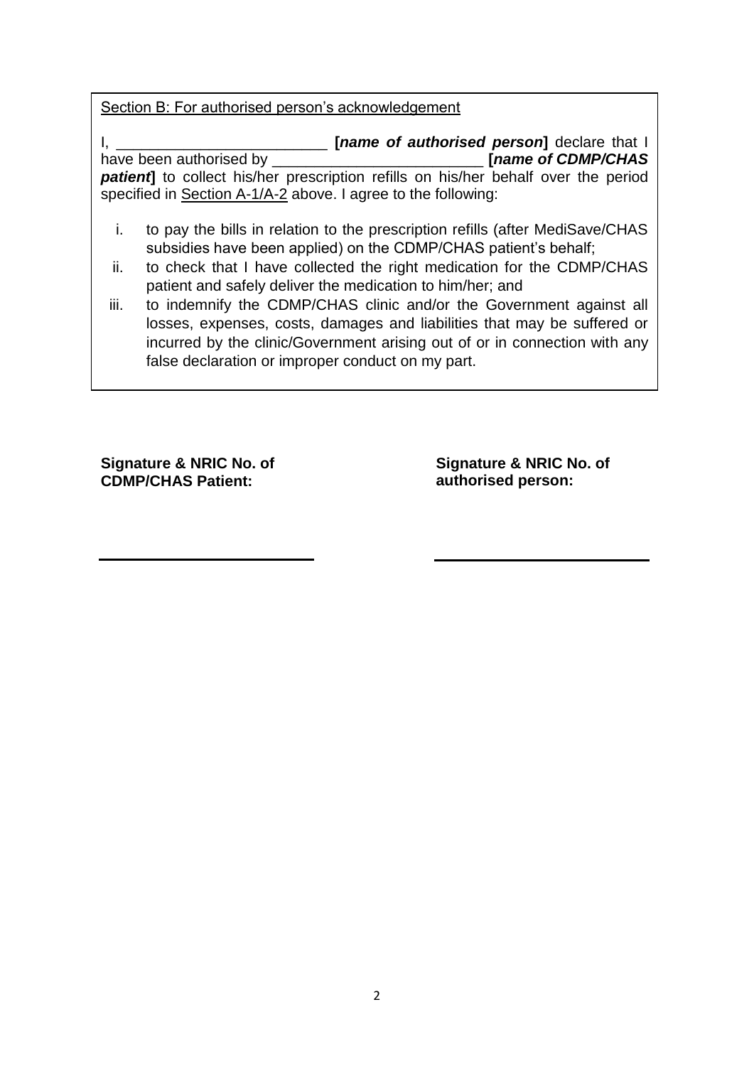Section B: For authorised person's acknowledgement

I, _________________________ **[*name of authorised person*]** declare that I have been authorised by _________________________ **[*name of CDMP/CHAS patient*]** to collect his/her prescription refills on his/her behalf over the period specified in Section A-1/A-2 above. I agree to the following:

i. to pay the bills in relation to the prescription refills (after MediSave/CHAS subsidies have been applied) on the CDMP/CHAS patient's behalf;

ii. to check that I have collected the right medication for the CDMP/CHAS patient and safely deliver the medication to him/her; and

iii. to indemnify the CDMP/CHAS clinic and/or the Government against all losses, expenses, costs, damages and liabilities that may be suffered or incurred by the clinic/Government arising out of or in connection with any false declaration or improper conduct on my part.

**Signature & NRIC No. of CDMP/CHAS Patient:**

_________________________

**Signature & NRIC No. of authorised person:**

_________________________